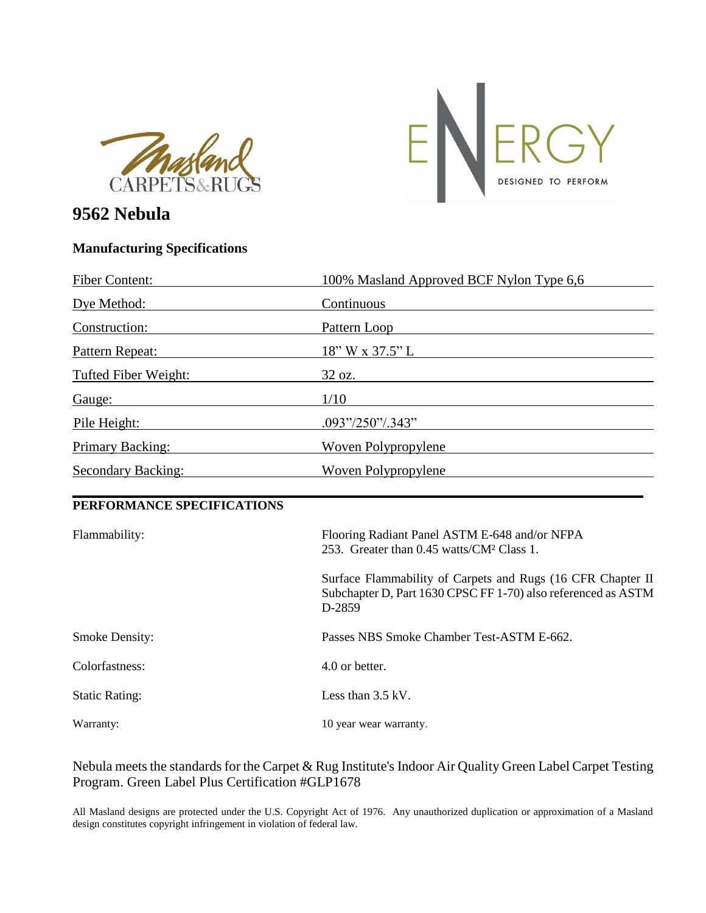Masland CARPETS & RUGS

ENERGY DESIGNED TO PERFORM

# 9562 Nebula

## Manufacturing Specifications

| | |
|---|---|
| Fiber Content: | 100% Masland Approved BCF Nylon Type 6,6 |
| Dye Method: | Continuous |
| Construction: | Pattern Loop |
| Pattern Repeat: | 18" W x 37.5" L |
| Tufted Fiber Weight: | 32 oz. |
| Gauge: | 1/10 |
| Pile Height: | .093"/250"/.343" |
| Primary Backing: | Woven Polypropylene |
| Secondary Backing: | Woven Polypropylene |

## PERFORMANCE SPECIFICATIONS

| | |
|---|---|
| Flammability: | Flooring Radiant Panel ASTM E-648 and/or NFPA 253. Greater than 0.45 watts/CM² Class 1. |
| | Surface Flammability of Carpets and Rugs (16 CFR Chapter II Subchapter D, Part 1630 CPSC FF 1-70) also referenced as ASTM D-2859 |
| Smoke Density: | Passes NBS Smoke Chamber Test-ASTM E-662. |
| Colorfastness: | 4.0 or better. |
| Static Rating: | Less than 3.5 kV. |
| Warranty: | 10 year wear warranty. |

Nebula meets the standards for the Carpet & Rug Institute's Indoor Air Quality Green Label Carpet Testing Program. Green Label Plus Certification #GLP1678

All Masland designs are protected under the U.S. Copyright Act of 1976. Any unauthorized duplication or approximation of a Masland design constitutes copyright infringement in violation of federal law.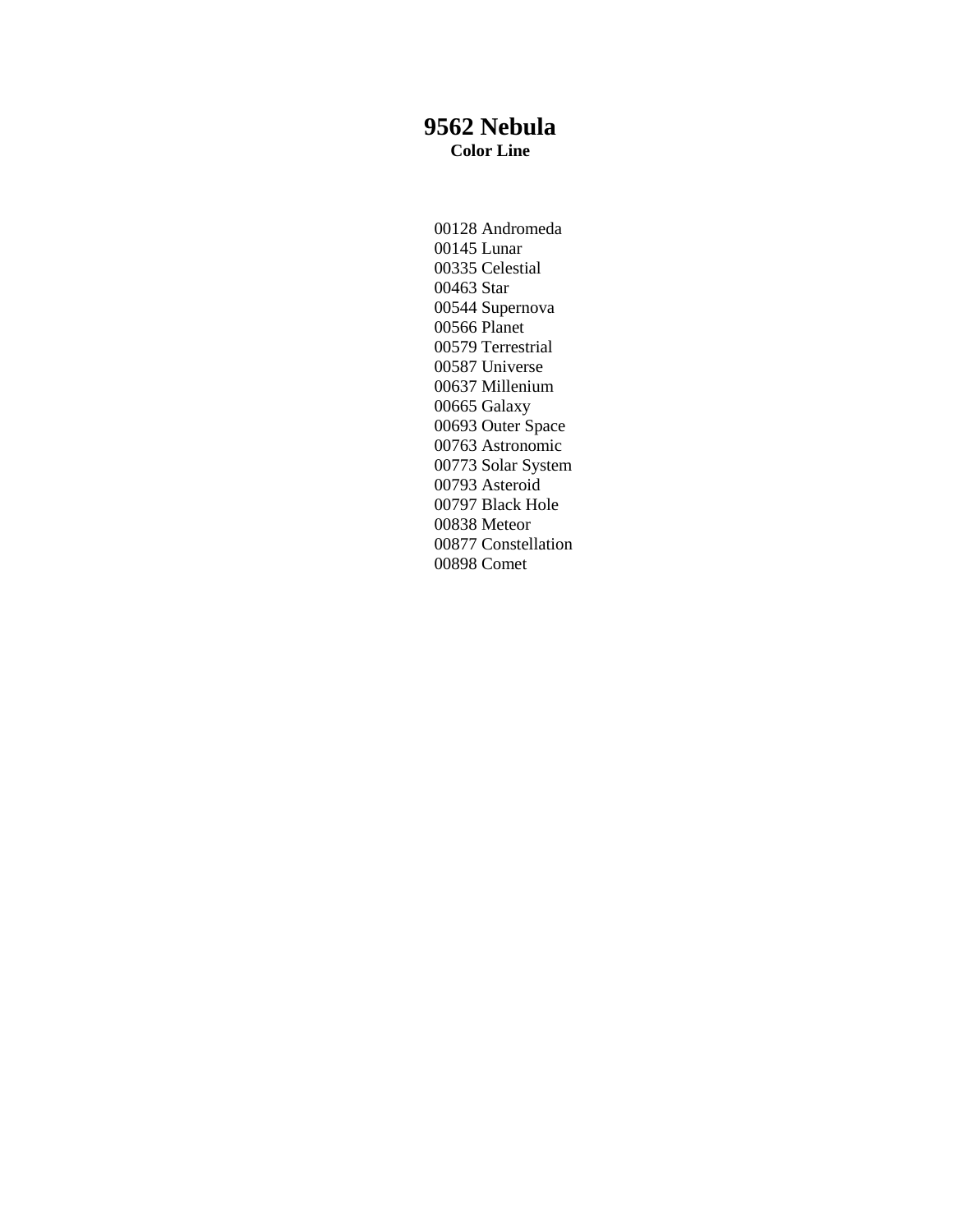# 9562 Nebula

**Color Line**

00128 Andromeda
00145 Lunar
00335 Celestial
00463 Star
00544 Supernova
00566 Planet
00579 Terrestrial
00587 Universe
00637 Millenium
00665 Galaxy
00693 Outer Space
00763 Astronomic
00773 Solar System
00793 Asteroid
00797 Black Hole
00838 Meteor
00877 Constellation
00898 Comet